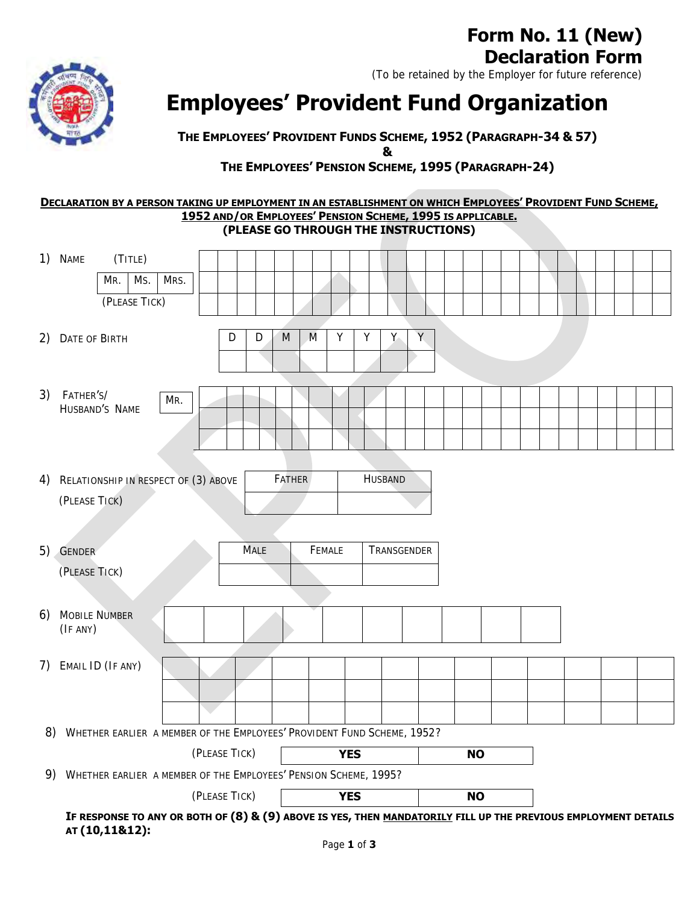# Form No. 11 (New)
# Declaration Form

(To be retained by the Employer for future reference)

# Employees' Provident Fund Organization

**THE EMPLOYEES' PROVIDENT FUNDS SCHEME, 1952 (PARAGRAPH-34 & 57)**
**&**
**THE EMPLOYEES' PENSION SCHEME, 1995 (PARAGRAPH-24)**

**DECLARATION BY A PERSON TAKING UP EMPLOYMENT IN AN ESTABLISHMENT ON WHICH EMPLOYEES' PROVIDENT FUND SCHEME, 1952 AND/OR EMPLOYEES' PENSION SCHEME, 1995 IS APPLICABLE.**
**(PLEASE GO THROUGH THE INSTRUCTIONS)**

1) NAME (TITLE)

| MR. | MS. | MRS. |
|---|---|---|

(PLEASE TICK)

2) DATE OF BIRTH

| D | D | M | M | Y | Y | Y | Y |
|---|---|---|---|---|---|---|---|
| | | | | | | | |

3) FATHER'S/ HUSBAND'S NAME MR.

4) RELATIONSHIP IN RESPECT OF (3) ABOVE (PLEASE TICK)

| FATHER | HUSBAND |
|---|---|
| | |

5) GENDER (PLEASE TICK)

| MALE | FEMALE | TRANSGENDER |
|---|---|---|
| | | |

6) MOBILE NUMBER (IF ANY)

7) EMAIL ID (IF ANY)

8) WHETHER EARLIER A MEMBER OF THE EMPLOYEES' PROVIDENT FUND SCHEME, 1952?

(PLEASE TICK)

| **YES** | **NO** |
|---|---|

9) WHETHER EARLIER A MEMBER OF THE EMPLOYEES' PENSION SCHEME, 1995?

(PLEASE TICK)

| **YES** | **NO** |
|---|---|

**IF RESPONSE TO ANY OR BOTH OF (8) & (9) ABOVE IS YES, THEN <u>MANDATORILY</u> FILL UP THE PREVIOUS EMPLOYMENT DETAILS AT (10,11&12):**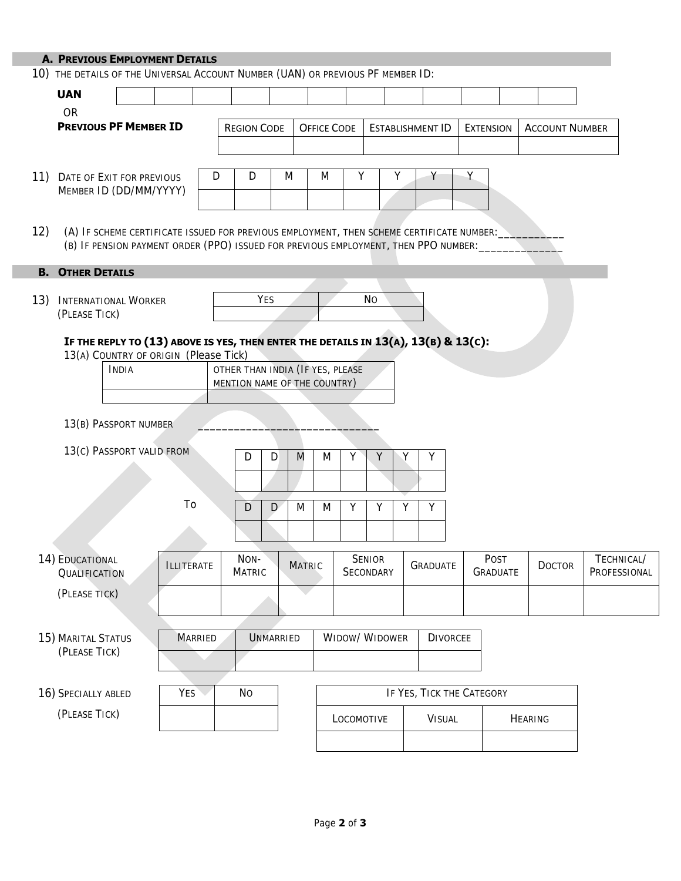## A. Previous Employment Details

10) THE DETAILS OF THE UNIVERSAL ACCOUNT NUMBER (UAN) OR PREVIOUS PF MEMBER ID:

**UAN**

| | | | | | | | | | | | |
|---|---|---|---|---|---|---|---|---|---|---|---|
| | | | | | | | | | | | |

OR

**PREVIOUS PF MEMBER ID**

| REGION CODE | OFFICE CODE | ESTABLISHMENT ID | EXTENSION | ACCOUNT NUMBER |
|---|---|---|---|---|
| | | | | |

11) DATE OF EXIT FOR PREVIOUS MEMBER ID (DD/MM/YYYY)

| D | D | M | M | Y | Y | Y | Y |
|---|---|---|---|---|---|---|---|
| | | | | | | | |

12) (A) IF SCHEME CERTIFICATE ISSUED FOR PREVIOUS EMPLOYMENT, THEN SCHEME CERTIFICATE NUMBER:___________
(B) IF PENSION PAYMENT ORDER (PPO) ISSUED FOR PREVIOUS EMPLOYMENT, THEN PPO NUMBER:______________

## B. Other Details

13) INTERNATIONAL WORKER (PLEASE TICK)

| YES | NO |
|---|---|
| | |

**IF THE REPLY TO (13) ABOVE IS YES, THEN ENTER THE DETAILS IN 13(A), 13(B) & 13(C):**

13(A) COUNTRY OF ORIGIN (Please Tick)

| INDIA | OTHER THAN INDIA (IF YES, PLEASE MENTION NAME OF THE COUNTRY) |
|---|---|
| | |

13(B) PASSPORT NUMBER _____________________________

13(C) PASSPORT VALID FROM

| D | D | M | M | Y | Y | Y | Y |
|---|---|---|---|---|---|---|---|
| | | | | | | | |

To

| D | D | M | M | Y | Y | Y | Y |
|---|---|---|---|---|---|---|---|
| | | | | | | | |

14) EDUCATIONAL QUALIFICATION (PLEASE TICK)

| ILLITERATE | NON-MATRIC | MATRIC | SENIOR SECONDARY | GRADUATE | POST GRADUATE | DOCTOR | TECHNICAL/ PROFESSIONAL |
|---|---|---|---|---|---|---|---|
| | | | | | | | |

15) MARITAL STATUS (PLEASE TICK)

| MARRIED | UNMARRIED | WIDOW/ WIDOWER | DIVORCEE |
|---|---|---|---|
| | | | |

16) SPECIALLY ABLED (PLEASE TICK)

| YES | NO |
|---|---|
| | |

| IF YES, TICK THE CATEGORY | | |
|---|---|---|
| LOCOMOTIVE | VISUAL | HEARING |
| | | |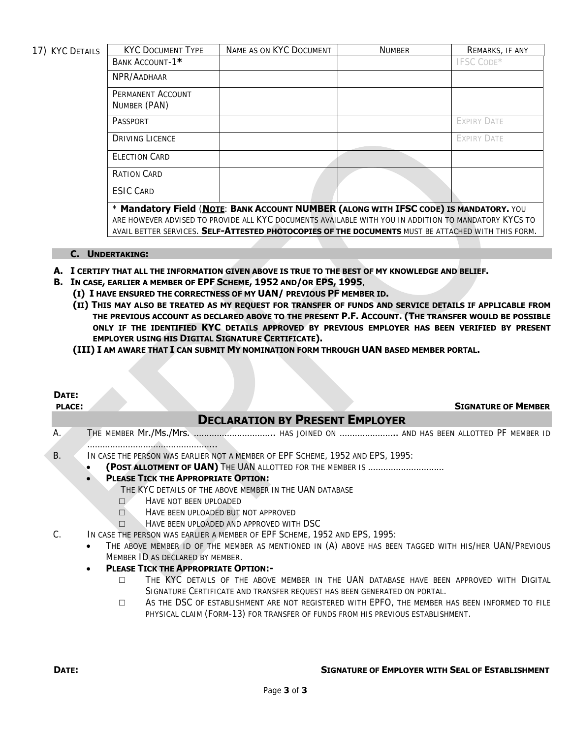17) KYC DETAILS

| KYC DOCUMENT TYPE | NAME AS ON KYC DOCUMENT | NUMBER | REMARKS, IF ANY |
|---|---|---|---|
| BANK ACCOUNT-1* | | | IFSC CODE* |
| NPR/AADHAAR | | | |
| PERMANENT ACCOUNT NUMBER (PAN) | | | |
| PASSPORT | | | EXPIRY DATE |
| DRIVING LICENCE | | | EXPIRY DATE |
| ELECTION CARD | | | |
| RATION CARD | | | |
| ESIC CARD | | | |

\* **Mandatory Field** (**NOTE**: **BANK ACCOUNT NUMBER (ALONG WITH IFSC CODE) IS MANDATORY.** YOU ARE HOWEVER ADVISED TO PROVIDE ALL KYC DOCUMENTS AVAILABLE WITH YOU IN ADDITION TO MANDATORY KYCS TO AVAIL BETTER SERVICES. **SELF-ATTESTED PHOTOCOPIES OF THE DOCUMENTS** MUST BE ATTACHED WITH THIS FORM.

## C. UNDERTAKING:

**A. I CERTIFY THAT ALL THE INFORMATION GIVEN ABOVE IS TRUE TO THE BEST OF MY KNOWLEDGE AND BELIEF.**

**B. IN CASE, EARLIER A MEMBER OF EPF SCHEME, 1952 AND/OR EPS, 1995**,

**(I) I HAVE ENSURED THE CORRECTNESS OF MY UAN/ PREVIOUS PF MEMBER ID.**

**(II) THIS MAY ALSO BE TREATED AS MY REQUEST FOR TRANSFER OF FUNDS AND SERVICE DETAILS IF APPLICABLE FROM THE PREVIOUS ACCOUNT AS DECLARED ABOVE TO THE PRESENT P.F. ACCOUNT. (THE TRANSFER WOULD BE POSSIBLE ONLY IF THE IDENTIFIED KYC DETAILS APPROVED BY PREVIOUS EMPLOYER HAS BEEN VERIFIED BY PRESENT EMPLOYER USING HIS DIGITAL SIGNATURE CERTIFICATE).**

**(III) I AM AWARE THAT I CAN SUBMIT MY NOMINATION FORM THROUGH UAN BASED MEMBER PORTAL.**

**DATE:**

**PLACE:** **SIGNATURE OF MEMBER**

## DECLARATION BY PRESENT EMPLOYER

A. THE MEMBER Mr./Ms./Mrs. ............................... HAS JOINED ON ...................... AND HAS BEEN ALLOTTED PF MEMBER ID ................................................

B. IN CASE THE PERSON WAS EARLIER NOT A MEMBER OF EPF SCHEME, 1952 AND EPS, 1995:

- **(POST ALLOTMENT OF UAN)** THE UAN ALLOTTED FOR THE MEMBER IS .............................
- **PLEASE TICK THE APPROPRIATE OPTION:**

  THE KYC DETAILS OF THE ABOVE MEMBER IN THE UAN DATABASE
  - ☐ HAVE NOT BEEN UPLOADED
  - ☐ HAVE BEEN UPLOADED BUT NOT APPROVED
  - ☐ HAVE BEEN UPLOADED AND APPROVED WITH DSC

C. IN CASE THE PERSON WAS EARLIER A MEMBER OF EPF SCHEME, 1952 AND EPS, 1995:

- THE ABOVE MEMBER ID OF THE MEMBER AS MENTIONED IN (A) ABOVE HAS BEEN TAGGED WITH HIS/HER UAN/PREVIOUS MEMBER ID AS DECLARED BY MEMBER.
- **PLEASE TICK THE APPROPRIATE OPTION:-**
  - ☐ THE KYC DETAILS OF THE ABOVE MEMBER IN THE UAN DATABASE HAVE BEEN APPROVED WITH DIGITAL SIGNATURE CERTIFICATE AND TRANSFER REQUEST HAS BEEN GENERATED ON PORTAL.
  - ☐ AS THE DSC OF ESTABLISHMENT ARE NOT REGISTERED WITH EPFO, THE MEMBER HAS BEEN INFORMED TO FILE PHYSICAL CLAIM (FORM-13) FOR TRANSFER OF FUNDS FROM HIS PREVIOUS ESTABLISHMENT.

**DATE:** **SIGNATURE OF EMPLOYER WITH SEAL OF ESTABLISHMENT**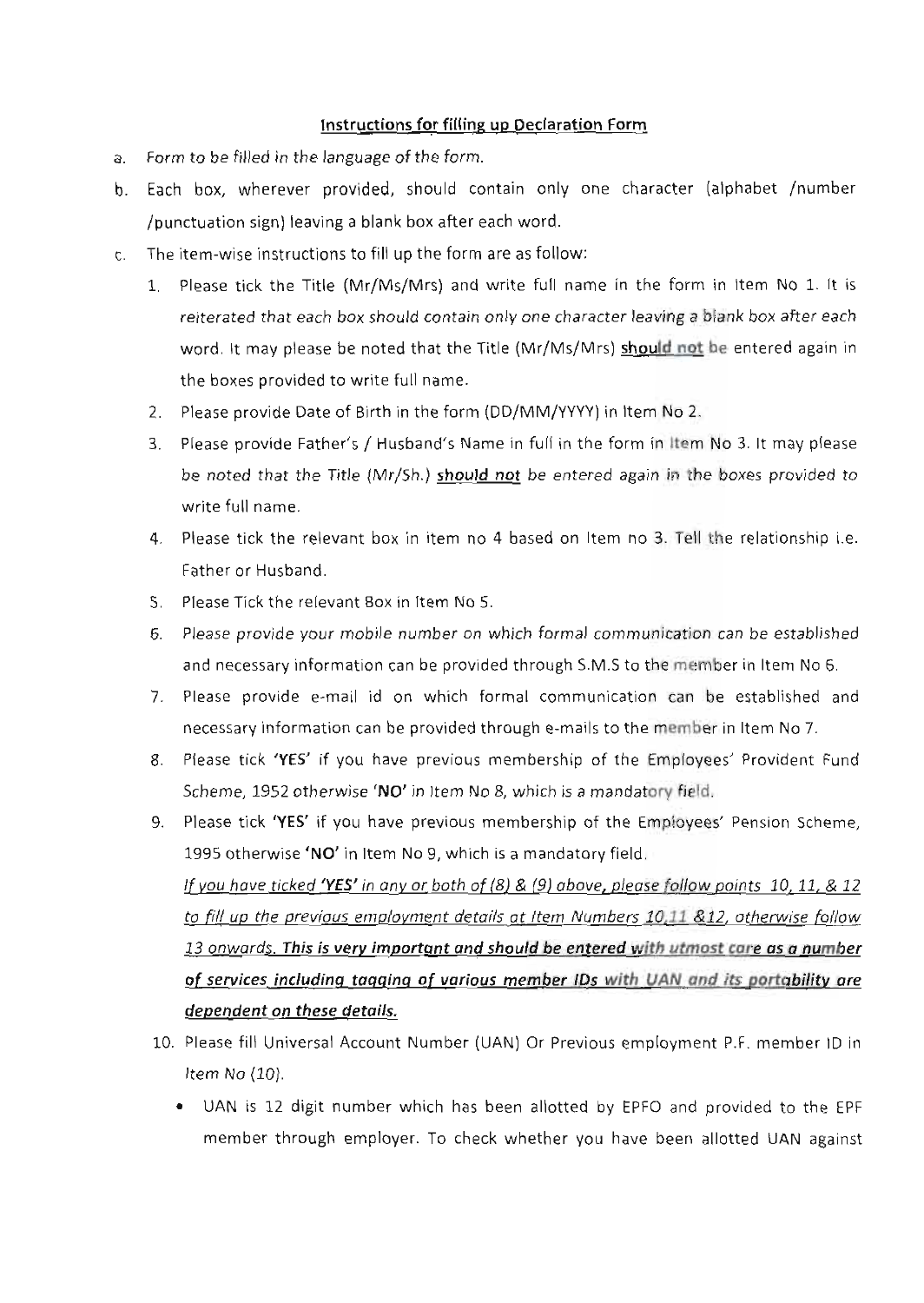## Instructions for filling up Declaration Form

a. *Form to be filled in the language of the form.*

b. Each box, wherever provided, should contain only one character (alphabet /number /punctuation sign) leaving a blank box after each word.

c. The item-wise instructions to fill up the form are as follow:

   1. Please tick the Title (Mr/Ms/Mrs) and write full name in the form in Item No 1. It is *reiterated that each box should contain only one character leaving a blank box after each* word. It may please be noted that the Title (Mr/Ms/Mrs) **should not** be entered again in the boxes provided to write full name.
   2. Please provide Date of Birth in the form (DD/MM/YYYY) in Item No 2.
   3. Please provide Father's / Husband's Name in full in the form in Item No 3. It may please *be noted that the Title (Mr/Sh.)* ***should not*** *be entered again in the boxes provided to* write full name.
   4. Please tick the relevant box in item no 4 based on Item no 3. Tell the relationship i.e. Father or Husband.
   5. Please Tick the relevant Box in Item No 5.
   6. *Please provide your mobile number on which formal communication can be established* and necessary information can be provided through S.M.S to the member in Item No 6.
   7. Please provide e-mail id on which formal communication can be established and necessary information can be provided through e-mails to the member in Item No 7.
   8. Please tick **'YES'** if you have previous membership of the Employees' Provident Fund Scheme, 1952 otherwise **'NO'** in Item No 8, which is a mandatory field.
   9. Please tick **'YES'** if you have previous membership of the Employees' Pension Scheme, 1995 otherwise **'NO'** in Item No 9, which is a mandatory field.

      *If you have ticked* ***'YES'*** *in any or both of (8) & (9) above, please follow points 10, 11, & 12 to fill up the previous employment details at Item Numbers 10,11 &12, otherwise follow 13 onwards.* ***This is very important and should be entered with utmost care as a number of services including tagging of various member IDs with UAN and its portability are dependent on these details.***

   10. Please fill Universal Account Number (UAN) Or Previous employment P.F. member ID in *Item No (10).*
       - UAN is 12 digit number which has been allotted by EPFO and provided to the EPF member through employer. To check whether you have been allotted UAN against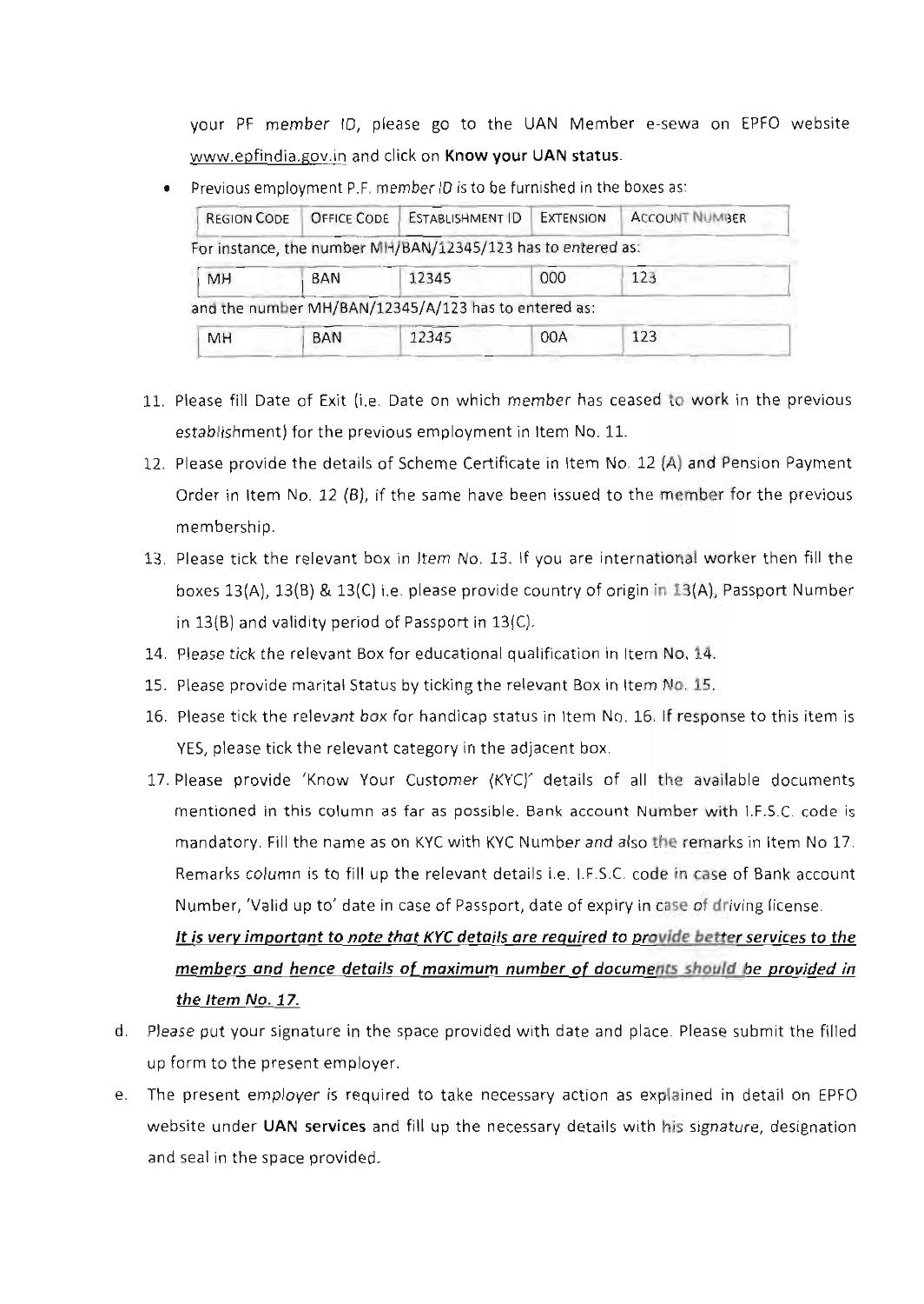your PF *member* ID, please go to the UAN Member e-sewa on EPFO website www.epfindia.gov.in and click on **Know your UAN status**.

- Previous employment P.F. *member* ID is to be furnished in the boxes as:

| REGION CODE | OFFICE CODE | ESTABLISHMENT ID | EXTENSION | ACCOUNT NUMBER |
|---|---|---|---|---|

For instance, the number MH/BAN/12345/123 has to entered as:

| | | | | |
|---|---|---|---|---|
| MH | BAN | 12345 | 000 | 123 |

and the number MH/BAN/12345/A/123 has to entered as:

| | | | | |
|---|---|---|---|---|
| MH | BAN | 12345 | 00A | 123 |

11. Please fill Date of Exit (i.e. Date on which *member* has ceased to work in the previous *establishment*) for the previous employment in Item No. 11.
12. Please provide the details of Scheme Certificate in Item No. 12 (A) and Pension Payment Order in Item No. 12 (B), if the same have been issued to the member for the previous membership.
13. Please tick the relevant box in *Item* No. 13. If you are international worker then fill the boxes 13(A), 13(B) & 13(C) i.e. please provide country of origin in 13(A), Passport Number in 13(B) and validity period of Passport in 13(C).
14. Please tick the relevant Box for educational qualification in Item No. 14.
15. Please provide marital Status by ticking the relevant Box in Item No. 15.
16. Please tick the relevant box for handicap status in Item No. 16. If response to this item is YES, please tick the relevant category in the adjacent box.
17. Please provide 'Know Your Customer (KYC)' details of all the available documents mentioned in this column as far as possible. Bank account Number with I.F.S.C. code is mandatory. Fill the name as on KYC with KYC Number and also the remarks in Item No 17. Remarks column is to fill up the relevant details i.e. I.F.S.C. code in case of Bank account Number, 'Valid up to' date in case of Passport, date of expiry in case of driving license.
    ***It is very important to note that KYC details are required to provide better services to the members and hence details of maximum number of documents should be provided in the Item No. 17.***

d. Please put your signature in the space provided with date and place. Please submit the filled up form to the present employer.

e. The present employer is required to take necessary action as explained in detail on EPFO website under **UAN services** and fill up the necessary details with his signature, designation and seal in the space provided.